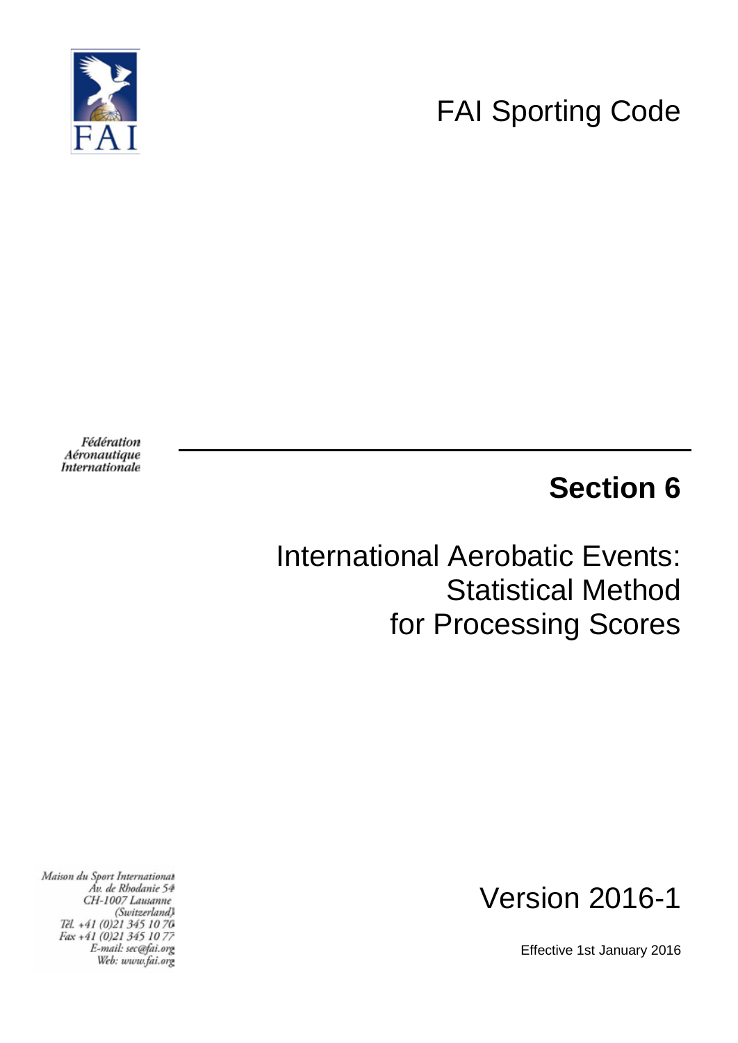FAI

# FAI Sporting Code

*Fédération Aéronautique Internationale*

## Section 6

# International Aerobatic Events: Statistical Method for Processing Scores

*Maison du Sport International*
*Av. de Rhodanie 54*
*CH-1007 Lausanne*
*(Switzerland)*
*Tél. +41 (0)21 345 10 70*
*Fax +41 (0)21 345 10 77*
*E-mail: sec@fai.org*
*Web: www.fai.org*

Version 2016-1

Effective 1st January 2016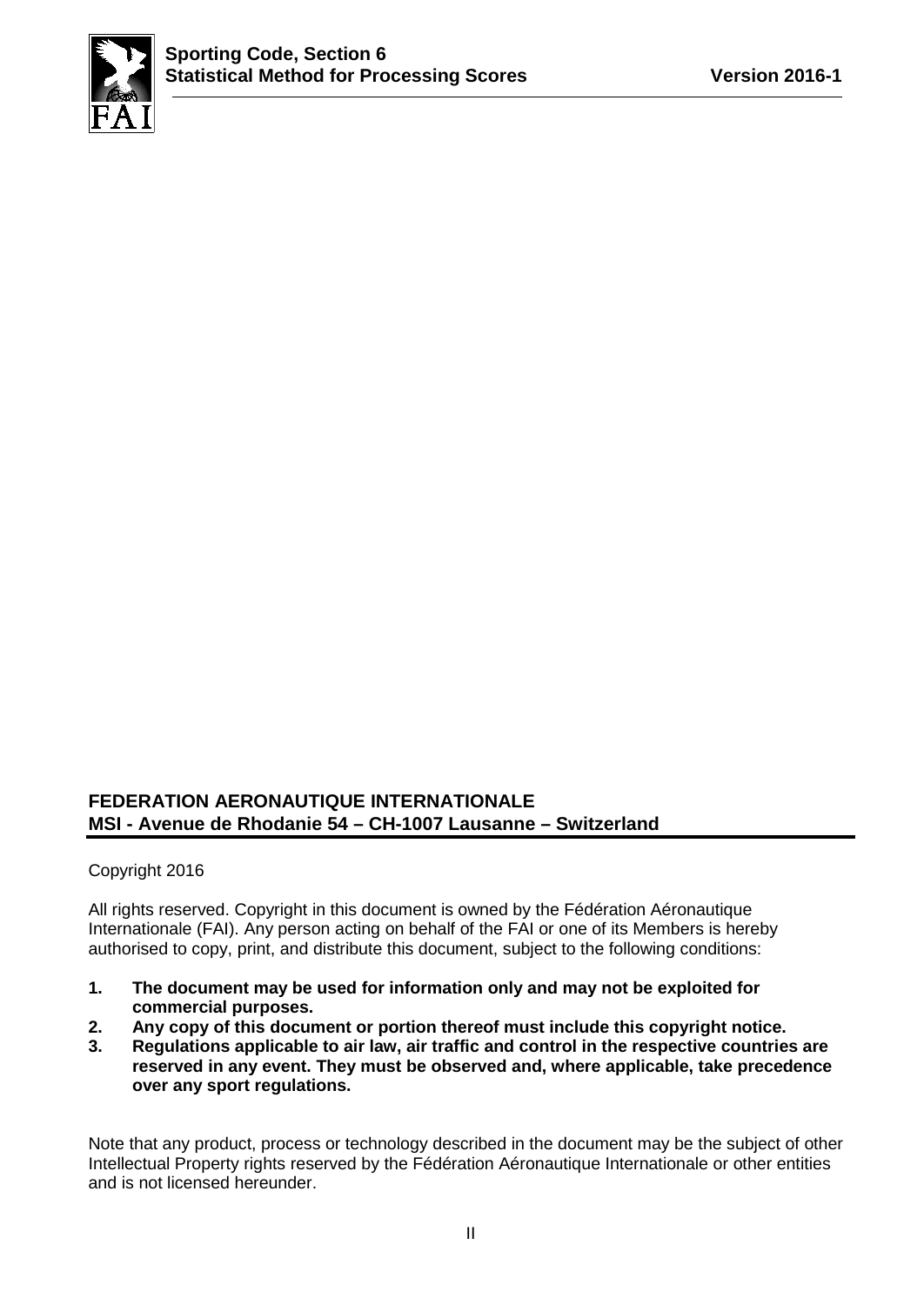**FEDERATION AERONAUTIQUE INTERNATIONALE**
**MSI - Avenue de Rhodanie 54 – CH-1007 Lausanne – Switzerland**

Copyright 2016

All rights reserved. Copyright in this document is owned by the Fédération Aéronautique Internationale (FAI). Any person acting on behalf of the FAI or one of its Members is hereby authorised to copy, print, and distribute this document, subject to the following conditions:

1. **The document may be used for information only and may not be exploited for commercial purposes.**
2. **Any copy of this document or portion thereof must include this copyright notice.**
3. **Regulations applicable to air law, air traffic and control in the respective countries are reserved in any event. They must be observed and, where applicable, take precedence over any sport regulations.**

Note that any product, process or technology described in the document may be the subject of other Intellectual Property rights reserved by the Fédération Aéronautique Internationale or other entities and is not licensed hereunder.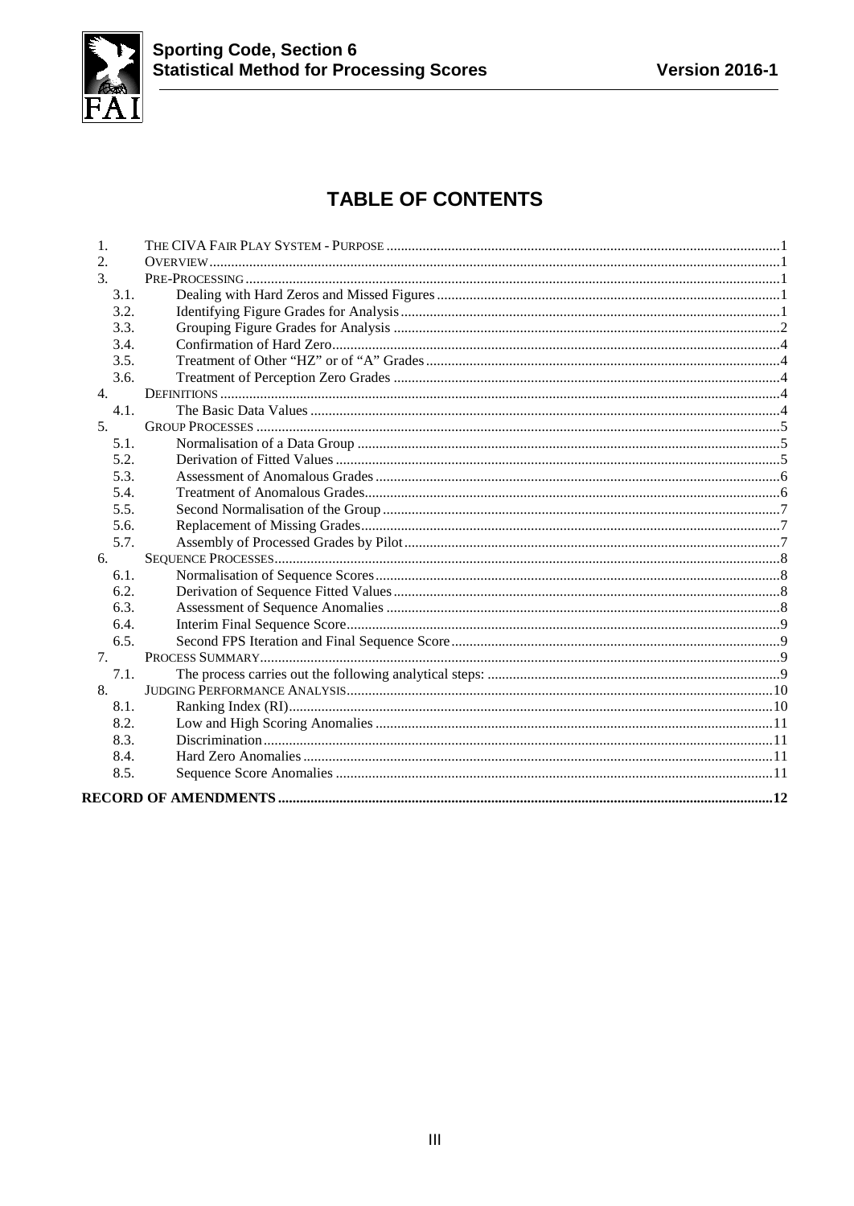# TABLE OF CONTENTS

1. THE CIVA FAIR PLAY SYSTEM - PURPOSE ....... 1
2. OVERVIEW ....... 1
3. PRE-PROCESSING ....... 1
   - 3.1. Dealing with Hard Zeros and Missed Figures ....... 1
   - 3.2. Identifying Figure Grades for Analysis ....... 1
   - 3.3. Grouping Figure Grades for Analysis ....... 2
   - 3.4. Confirmation of Hard Zero ....... 4
   - 3.5. Treatment of Other "HZ" or of "A" Grades ....... 4
   - 3.6. Treatment of Perception Zero Grades ....... 4
4. DEFINITIONS ....... 4
   - 4.1. The Basic Data Values ....... 4
5. GROUP PROCESSES ....... 5
   - 5.1. Normalisation of a Data Group ....... 5
   - 5.2. Derivation of Fitted Values ....... 5
   - 5.3. Assessment of Anomalous Grades ....... 6
   - 5.4. Treatment of Anomalous Grades ....... 6
   - 5.5. Second Normalisation of the Group ....... 7
   - 5.6. Replacement of Missing Grades ....... 7
   - 5.7. Assembly of Processed Grades by Pilot ....... 7
6. SEQUENCE PROCESSES ....... 8
   - 6.1. Normalisation of Sequence Scores ....... 8
   - 6.2. Derivation of Sequence Fitted Values ....... 8
   - 6.3. Assessment of Sequence Anomalies ....... 8
   - 6.4. Interim Final Sequence Score ....... 9
   - 6.5. Second FPS Iteration and Final Sequence Score ....... 9
7. PROCESS SUMMARY ....... 9
   - 7.1. The process carries out the following analytical steps: ....... 9
8. JUDGING PERFORMANCE ANALYSIS ....... 10
   - 8.1. Ranking Index (RI) ....... 10
   - 8.2. Low and High Scoring Anomalies ....... 11
   - 8.3. Discrimination ....... 11
   - 8.4. Hard Zero Anomalies ....... 11
   - 8.5. Sequence Score Anomalies ....... 11

**RECORD OF AMENDMENTS ....... 12**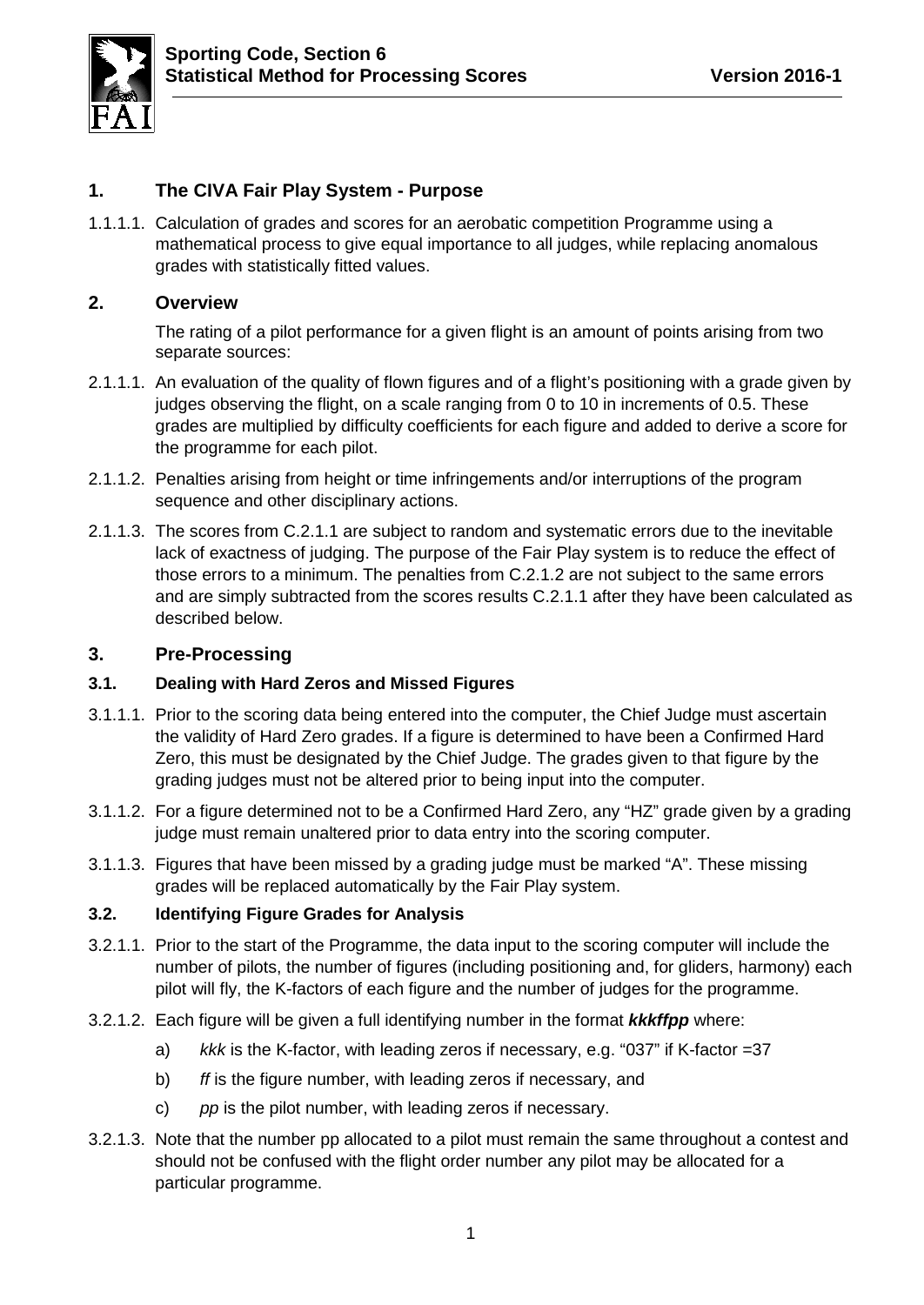## 1. The CIVA Fair Play System - Purpose

1.1.1.1. Calculation of grades and scores for an aerobatic competition Programme using a mathematical process to give equal importance to all judges, while replacing anomalous grades with statistically fitted values.

## 2. Overview

The rating of a pilot performance for a given flight is an amount of points arising from two separate sources:

2.1.1.1. An evaluation of the quality of flown figures and of a flight's positioning with a grade given by judges observing the flight, on a scale ranging from 0 to 10 in increments of 0.5. These grades are multiplied by difficulty coefficients for each figure and added to derive a score for the programme for each pilot.

2.1.1.2. Penalties arising from height or time infringements and/or interruptions of the program sequence and other disciplinary actions.

2.1.1.3. The scores from C.2.1.1 are subject to random and systematic errors due to the inevitable lack of exactness of judging. The purpose of the Fair Play system is to reduce the effect of those errors to a minimum. The penalties from C.2.1.2 are not subject to the same errors and are simply subtracted from the scores results C.2.1.1 after they have been calculated as described below.

## 3. Pre-Processing

### 3.1. Dealing with Hard Zeros and Missed Figures

3.1.1.1. Prior to the scoring data being entered into the computer, the Chief Judge must ascertain the validity of Hard Zero grades. If a figure is determined to have been a Confirmed Hard Zero, this must be designated by the Chief Judge. The grades given to that figure by the grading judges must not be altered prior to being input into the computer.

3.1.1.2. For a figure determined not to be a Confirmed Hard Zero, any "HZ" grade given by a grading judge must remain unaltered prior to data entry into the scoring computer.

3.1.1.3. Figures that have been missed by a grading judge must be marked "A". These missing grades will be replaced automatically by the Fair Play system.

### 3.2. Identifying Figure Grades for Analysis

3.2.1.1. Prior to the start of the Programme, the data input to the scoring computer will include the number of pilots, the number of figures (including positioning and, for gliders, harmony) each pilot will fly, the K-factors of each figure and the number of judges for the programme.

3.2.1.2. Each figure will be given a full identifying number in the format ***kkkffpp*** where:

a) *kkk* is the K-factor, with leading zeros if necessary, e.g. "037" if K-factor =37

b) *ff* is the figure number, with leading zeros if necessary, and

c) *pp* is the pilot number, with leading zeros if necessary.

3.2.1.3. Note that the number pp allocated to a pilot must remain the same throughout a contest and should not be confused with the flight order number any pilot may be allocated for a particular programme.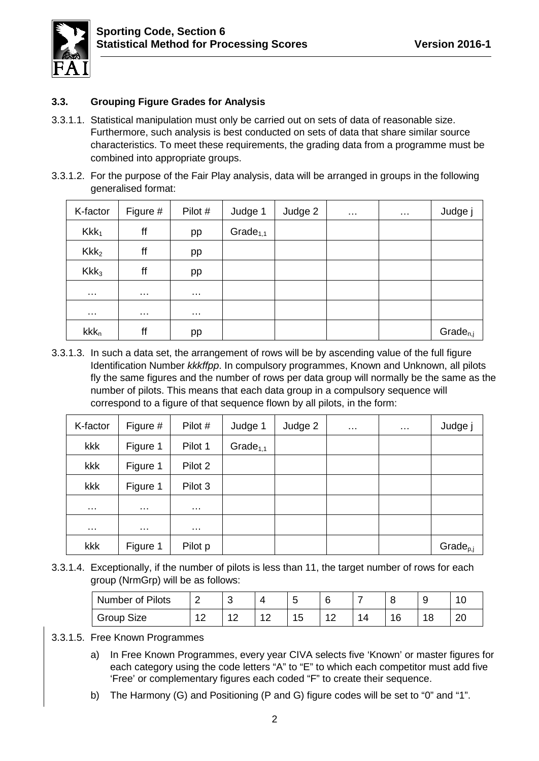### 3.3. Grouping Figure Grades for Analysis

3.3.1.1. Statistical manipulation must only be carried out on sets of data of reasonable size. Furthermore, such analysis is best conducted on sets of data that share similar source characteristics. To meet these requirements, the grading data from a programme must be combined into appropriate groups.

3.3.1.2. For the purpose of the Fair Play analysis, data will be arranged in groups in the following generalised format:

| K-factor | Figure # | Pilot # | Judge 1 | Judge 2 | … | … | Judge j |
|---|---|---|---|---|---|---|---|
| $Kkk_1$ | ff | pp | $Grade_{1,1}$ | | | | |
| $Kkk_2$ | ff | pp | | | | | |
| $Kkk_3$ | ff | pp | | | | | |
| … | … | … | | | | | |
| … | … | … | | | | | |
| $kkk_n$ | ff | pp | | | | | $Grade_{n,j}$ |

3.3.1.3. In such a data set, the arrangement of rows will be by ascending value of the full figure Identification Number *kkkffpp*. In compulsory programmes, Known and Unknown, all pilots fly the same figures and the number of rows per data group will normally be the same as the number of pilots. This means that each data group in a compulsory sequence will correspond to a figure of that sequence flown by all pilots, in the form:

| K-factor | Figure # | Pilot # | Judge 1 | Judge 2 | … | … | Judge j |
|---|---|---|---|---|---|---|---|
| kkk | Figure 1 | Pilot 1 | $Grade_{1,1}$ | | | | |
| kkk | Figure 1 | Pilot 2 | | | | | |
| kkk | Figure 1 | Pilot 3 | | | | | |
| … | … | … | | | | | |
| … | … | … | | | | | |
| kkk | Figure 1 | Pilot p | | | | | $Grade_{p,j}$ |

3.3.1.4. Exceptionally, if the number of pilots is less than 11, the target number of rows for each group (NrmGrp) will be as follows:

| Number of Pilots | 2 | 3 | 4 | 5 | 6 | 7 | 8 | 9 | 10 |
|---|---|---|---|---|---|---|---|---|---|
| Group Size | 12 | 12 | 12 | 15 | 12 | 14 | 16 | 18 | 20 |

3.3.1.5. Free Known Programmes

a) In Free Known Programmes, every year CIVA selects five 'Known' or master figures for each category using the code letters "A" to "E" to which each competitor must add five 'Free' or complementary figures each coded "F" to create their sequence.

b) The Harmony (G) and Positioning (P and G) figure codes will be set to "0" and "1".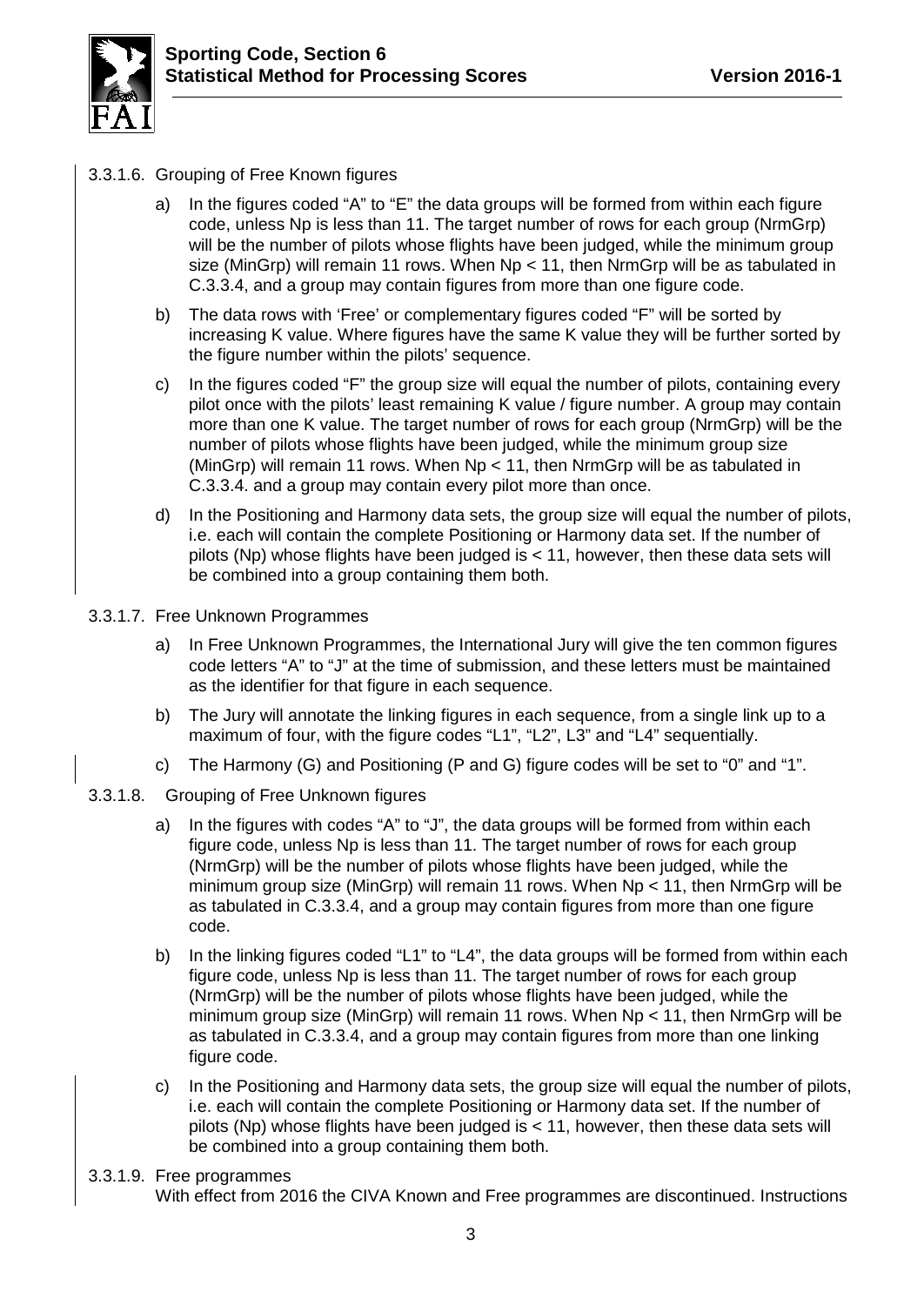3.3.1.6. Grouping of Free Known figures

a) In the figures coded "A" to "E" the data groups will be formed from within each figure code, unless Np is less than 11. The target number of rows for each group (NrmGrp) will be the number of pilots whose flights have been judged, while the minimum group size (MinGrp) will remain 11 rows. When Np < 11, then NrmGrp will be as tabulated in C.3.3.4, and a group may contain figures from more than one figure code.

b) The data rows with 'Free' or complementary figures coded "F" will be sorted by increasing K value. Where figures have the same K value they will be further sorted by the figure number within the pilots' sequence.

c) In the figures coded "F" the group size will equal the number of pilots, containing every pilot once with the pilots' least remaining K value / figure number. A group may contain more than one K value. The target number of rows for each group (NrmGrp) will be the number of pilots whose flights have been judged, while the minimum group size (MinGrp) will remain 11 rows. When Np < 11, then NrmGrp will be as tabulated in C.3.3.4. and a group may contain every pilot more than once.

d) In the Positioning and Harmony data sets, the group size will equal the number of pilots, i.e. each will contain the complete Positioning or Harmony data set. If the number of pilots (Np) whose flights have been judged is < 11, however, then these data sets will be combined into a group containing them both.

3.3.1.7. Free Unknown Programmes

a) In Free Unknown Programmes, the International Jury will give the ten common figures code letters "A" to "J" at the time of submission, and these letters must be maintained as the identifier for that figure in each sequence.

b) The Jury will annotate the linking figures in each sequence, from a single link up to a maximum of four, with the figure codes "L1", "L2", L3" and "L4" sequentially.

c) The Harmony (G) and Positioning (P and G) figure codes will be set to "0" and "1".

3.3.1.8. Grouping of Free Unknown figures

a) In the figures with codes "A" to "J", the data groups will be formed from within each figure code, unless Np is less than 11. The target number of rows for each group (NrmGrp) will be the number of pilots whose flights have been judged, while the minimum group size (MinGrp) will remain 11 rows. When Np < 11, then NrmGrp will be as tabulated in C.3.3.4, and a group may contain figures from more than one figure code.

b) In the linking figures coded "L1" to "L4", the data groups will be formed from within each figure code, unless Np is less than 11. The target number of rows for each group (NrmGrp) will be the number of pilots whose flights have been judged, while the minimum group size (MinGrp) will remain 11 rows. When Np < 11, then NrmGrp will be as tabulated in C.3.3.4, and a group may contain figures from more than one linking figure code.

c) In the Positioning and Harmony data sets, the group size will equal the number of pilots, i.e. each will contain the complete Positioning or Harmony data set. If the number of pilots (Np) whose flights have been judged is < 11, however, then these data sets will be combined into a group containing them both.

3.3.1.9. Free programmes

With effect from 2016 the CIVA Known and Free programmes are discontinued. Instructions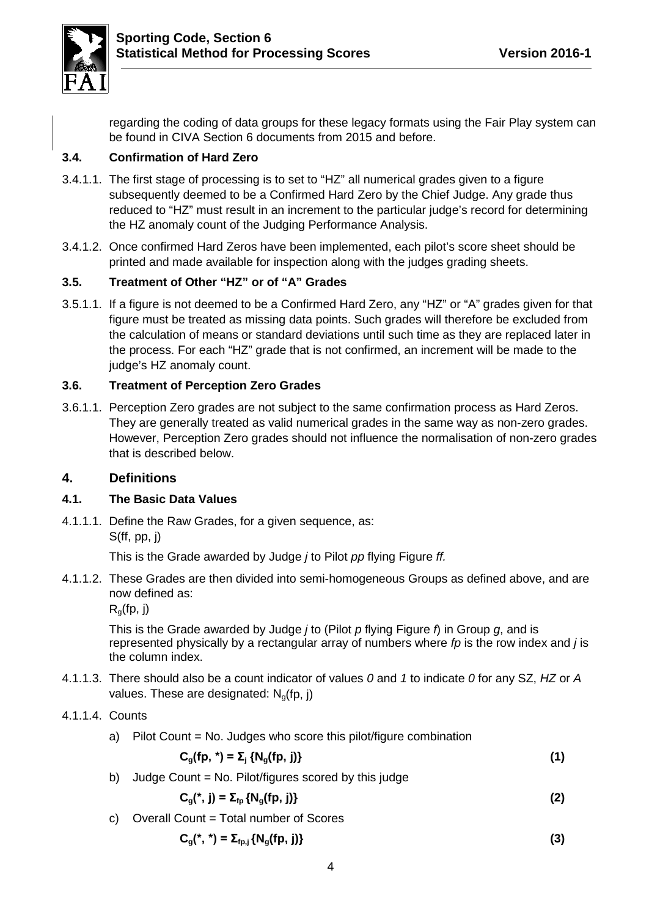regarding the coding of data groups for these legacy formats using the Fair Play system can be found in CIVA Section 6 documents from 2015 and before.

### 3.4. Confirmation of Hard Zero

3.4.1.1. The first stage of processing is to set to "HZ" all numerical grades given to a figure subsequently deemed to be a Confirmed Hard Zero by the Chief Judge. Any grade thus reduced to "HZ" must result in an increment to the particular judge's record for determining the HZ anomaly count of the Judging Performance Analysis.

3.4.1.2. Once confirmed Hard Zeros have been implemented, each pilot's score sheet should be printed and made available for inspection along with the judges grading sheets.

### 3.5. Treatment of Other "HZ" or of "A" Grades

3.5.1.1. If a figure is not deemed to be a Confirmed Hard Zero, any "HZ" or "A" grades given for that figure must be treated as missing data points. Such grades will therefore be excluded from the calculation of means or standard deviations until such time as they are replaced later in the process. For each "HZ" grade that is not confirmed, an increment will be made to the judge's HZ anomaly count.

### 3.6. Treatment of Perception Zero Grades

3.6.1.1. Perception Zero grades are not subject to the same confirmation process as Hard Zeros. They are generally treated as valid numerical grades in the same way as non-zero grades. However, Perception Zero grades should not influence the normalisation of non-zero grades that is described below.

## 4. Definitions

### 4.1. The Basic Data Values

4.1.1.1. Define the Raw Grades, for a given sequence, as:
S(ff, pp, j)

This is the Grade awarded by Judge *j* to Pilot *pp* flying Figure *ff.*

4.1.1.2. These Grades are then divided into semi-homogeneous Groups as defined above, and are now defined as:
$R_g(fp, j)$

This is the Grade awarded by Judge *j* to (Pilot *p* flying Figure *f*) in Group *g*, and is represented physically by a rectangular array of numbers where *fp* is the row index and *j* is the column index.

4.1.1.3. There should also be a count indicator of values *0* and *1* to indicate *0* for any SZ, *HZ* or *A* values. These are designated: $N_g(fp, j)$

4.1.1.4. Counts

a) Pilot Count = No. Judges who score this pilot/figure combination

$$\mathbf{C_g(fp, *) = \Sigma_j \{N_g(fp, j)\}} \qquad \mathbf{(1)}$$

b) Judge Count = No. Pilot/figures scored by this judge

$$\mathbf{C_g(*, j) = \Sigma_{fp} \{N_g(fp, j)\}} \qquad \mathbf{(2)}$$

c) Overall Count = Total number of Scores

$$\mathbf{C_g(*, *) = \Sigma_{fp,j} \{N_g(fp, j)\}} \qquad \mathbf{(3)}$$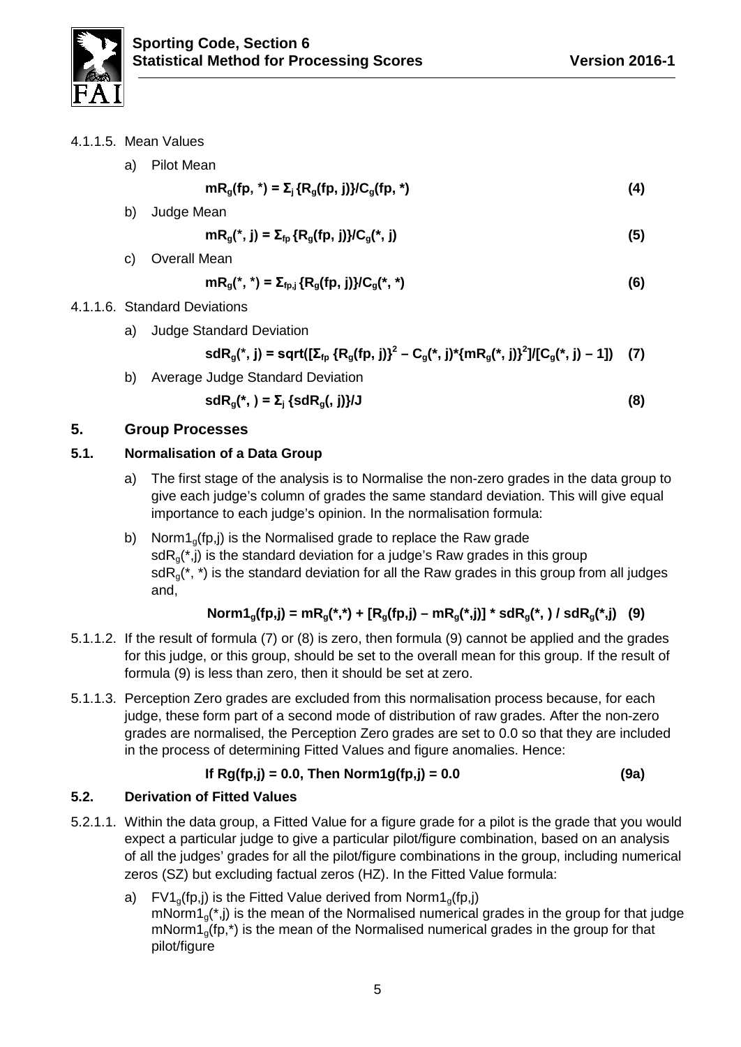4.1.1.5. Mean Values

a) Pilot Mean

$$mR_g(fp, *) = \Sigma_j \{R_g(fp, j)\}/C_g(fp, *) \quad (4)$$

b) Judge Mean

$$mR_g(*, j) = \Sigma_{fp} \{R_g(fp, j)\}/C_g(*, j) \quad (5)$$

c) Overall Mean

$$mR_g(*, *) = \Sigma_{fp,j} \{R_g(fp, j)\}/C_g(*, *) \quad (6)$$

4.1.1.6. Standard Deviations

a) Judge Standard Deviation

$$sdR_g(*, j) = sqrt([\Sigma_{fp} \{R_g(fp, j)\}^2 - C_g(*, j)*\{mR_g(*, j)\}^2]/[C_g(*, j) - 1]) \quad (7)$$

b) Average Judge Standard Deviation

$$sdR_g(*, ) = \Sigma_j \{sdR_g(, j)\}/J \quad (8)$$

## 5. Group Processes

### 5.1. Normalisation of a Data Group

a) The first stage of the analysis is to Normalise the non-zero grades in the data group to give each judge's column of grades the same standard deviation. This will give equal importance to each judge's opinion. In the normalisation formula:

b) $Norm1_g(fp,j)$ is the Normalised grade to replace the Raw grade
$sdR_g(*,j)$ is the standard deviation for a judge's Raw grades in this group
$sdR_g(*, *)$ is the standard deviation for all the Raw grades in this group from all judges and,

$$Norm1_g(fp,j) = mR_g(*,*) + [R_g(fp,j) - mR_g(*,j)] * sdR_g(*, ) / sdR_g(*,j) \quad (9)$$

5.1.1.2. If the result of formula (7) or (8) is zero, then formula (9) cannot be applied and the grades for this judge, or this group, should be set to the overall mean for this group. If the result of formula (9) is less than zero, then it should be set at zero.

5.1.1.3. Perception Zero grades are excluded from this normalisation process because, for each judge, these form part of a second mode of distribution of raw grades. After the non-zero grades are normalised, the Perception Zero grades are set to 0.0 so that they are included in the process of determining Fitted Values and figure anomalies. Hence:

$$\text{If } Rg(fp,j) = 0.0, \text{ Then } Norm1g(fp,j) = 0.0 \quad (9a)$$

### 5.2. Derivation of Fitted Values

5.2.1.1. Within the data group, a Fitted Value for a figure grade for a pilot is the grade that you would expect a particular judge to give a particular pilot/figure combination, based on an analysis of all the judges' grades for all the pilot/figure combinations in the group, including numerical zeros (SZ) but excluding factual zeros (HZ). In the Fitted Value formula:

a) $FV1_g(fp,j)$ is the Fitted Value derived from $Norm1_g(fp,j)$
$mNorm1_g(*,j)$ is the mean of the Normalised numerical grades in the group for that judge
$mNorm1_g(fp,*)$ is the mean of the Normalised numerical grades in the group for that pilot/figure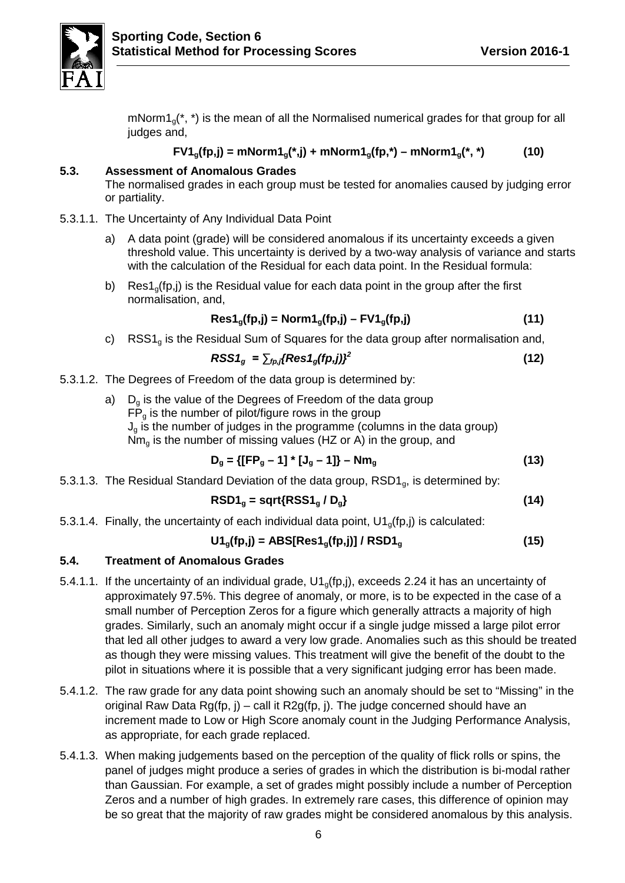$mNorm1_g(*, *)$ is the mean of all the Normalised numerical grades for that group for all judges and,

$$FV1_g(fp,j) = mNorm1_g(*,j) + mNorm1_g(fp,*) - mNorm1_g(*, *) \qquad (10)$$

## 5.3. Assessment of Anomalous Grades

The normalised grades in each group must be tested for anomalies caused by judging error or partiality.

5.3.1.1. The Uncertainty of Any Individual Data Point

a) A data point (grade) will be considered anomalous if its uncertainty exceeds a given threshold value. This uncertainty is derived by a two-way analysis of variance and starts with the calculation of the Residual for each data point. In the Residual formula:

b) $Res1_g(fp,j)$ is the Residual value for each data point in the group after the first normalisation, and,

$$Res1_g(fp,j) = Norm1_g(fp,j) - FV1_g(fp,j) \qquad (11)$$

c) $RSS1_g$ is the Residual Sum of Squares for the data group after normalisation and,

$$RSS1_g = \sum_{fp,j}\{Res1_g(fp,j)\}^2 \qquad (12)$$

5.3.1.2. The Degrees of Freedom of the data group is determined by:

a) $D_g$ is the value of the Degrees of Freedom of the data group
$FP_g$ is the number of pilot/figure rows in the group
$J_g$ is the number of judges in the programme (columns in the data group)
$Nm_g$ is the number of missing values (HZ or A) in the group, and

$$D_g = \{[FP_g - 1] * [J_g - 1]\} - Nm_g \qquad (13)$$

5.3.1.3. The Residual Standard Deviation of the data group, $RSD1_g$, is determined by:

$$RSD1_g = \mathrm{sqrt}\{RSS1_g / D_g\} \qquad (14)$$

5.3.1.4. Finally, the uncertainty of each individual data point, $U1_g(fp,j)$ is calculated:

$$U1_g(fp,j) = \mathrm{ABS}[Res1_g(fp,j)] / RSD1_g \qquad (15)$$

## 5.4. Treatment of Anomalous Grades

5.4.1.1. If the uncertainty of an individual grade, $U1_g(fp,j)$, exceeds 2.24 it has an uncertainty of approximately 97.5%. This degree of anomaly, or more, is to be expected in the case of a small number of Perception Zeros for a figure which generally attracts a majority of high grades. Similarly, such an anomaly might occur if a single judge missed a large pilot error that led all other judges to award a very low grade. Anomalies such as this should be treated as though they were missing values. This treatment will give the benefit of the doubt to the pilot in situations where it is possible that a very significant judging error has been made.

5.4.1.2. The raw grade for any data point showing such an anomaly should be set to "Missing" in the original Raw Data Rg(fp, j) – call it R2g(fp, j). The judge concerned should have an increment made to Low or High Score anomaly count in the Judging Performance Analysis, as appropriate, for each grade replaced.

5.4.1.3. When making judgements based on the perception of the quality of flick rolls or spins, the panel of judges might produce a series of grades in which the distribution is bi-modal rather than Gaussian. For example, a set of grades might possibly include a number of Perception Zeros and a number of high grades. In extremely rare cases, this difference of opinion may be so great that the majority of raw grades might be considered anomalous by this analysis.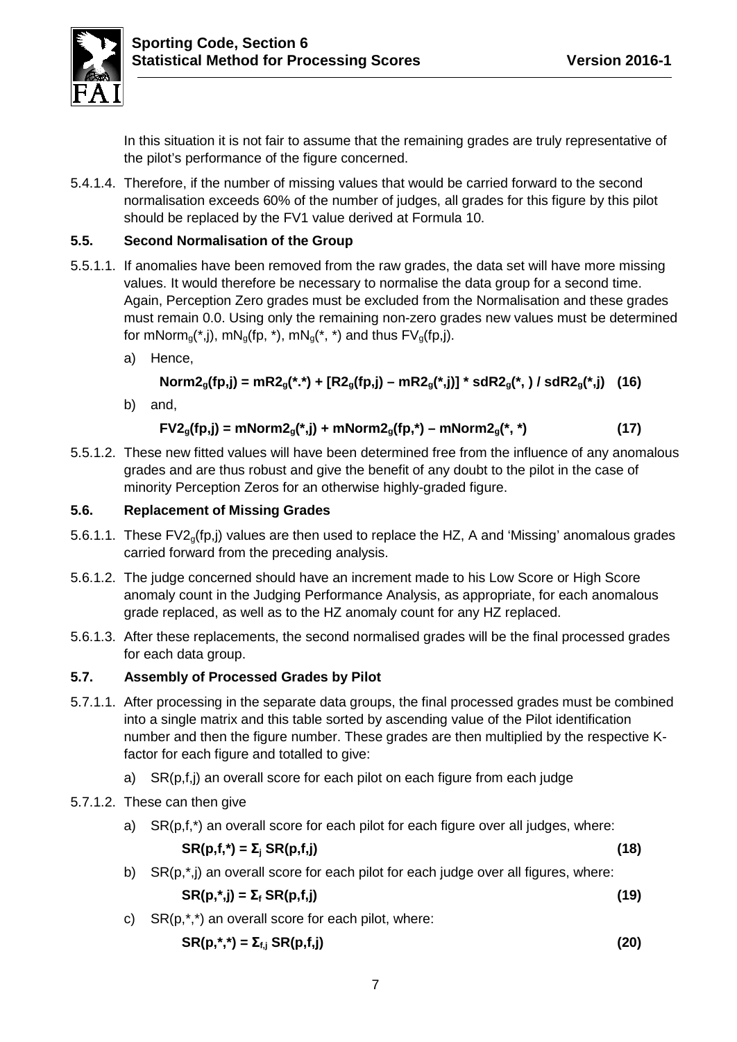In this situation it is not fair to assume that the remaining grades are truly representative of the pilot's performance of the figure concerned.

5.4.1.4. Therefore, if the number of missing values that would be carried forward to the second normalisation exceeds 60% of the number of judges, all grades for this figure by this pilot should be replaced by the FV1 value derived at Formula 10.

## 5.5. Second Normalisation of the Group

5.5.1.1. If anomalies have been removed from the raw grades, the data set will have more missing values. It would therefore be necessary to normalise the data group for a second time. Again, Perception Zero grades must be excluded from the Normalisation and these grades must remain 0.0. Using only the remaining non-zero grades new values must be determined for $mNorm_g(*,j)$, $mN_g(fp, *)$, $mN_g(*, *)$ and thus $FV_g(fp,j)$.

a) Hence,

$$\mathbf{Norm2_g(fp,j) = mR2_g(*.*) + [R2_g(fp,j) - mR2_g(*,j)] * sdR2_g(*, ) / sdR2_g(*,j)} \quad \mathbf{(16)}$$

b) and,

$$\mathbf{FV2_g(fp,j) = mNorm2_g(*,j) + mNorm2_g(fp,*) - mNorm2_g(*, *)} \quad \mathbf{(17)}$$

5.5.1.2. These new fitted values will have been determined free from the influence of any anomalous grades and are thus robust and give the benefit of any doubt to the pilot in the case of minority Perception Zeros for an otherwise highly-graded figure.

## 5.6. Replacement of Missing Grades

5.6.1.1. These $FV2_g(fp,j)$ values are then used to replace the HZ, A and 'Missing' anomalous grades carried forward from the preceding analysis.

5.6.1.2. The judge concerned should have an increment made to his Low Score or High Score anomaly count in the Judging Performance Analysis, as appropriate, for each anomalous grade replaced, as well as to the HZ anomaly count for any HZ replaced.

5.6.1.3. After these replacements, the second normalised grades will be the final processed grades for each data group.

## 5.7. Assembly of Processed Grades by Pilot

5.7.1.1. After processing in the separate data groups, the final processed grades must be combined into a single matrix and this table sorted by ascending value of the Pilot identification number and then the figure number. These grades are then multiplied by the respective K-factor for each figure and totalled to give:

a) SR(p,f,j) an overall score for each pilot on each figure from each judge

5.7.1.2. These can then give

a) SR(p,f,*) an overall score for each pilot for each figure over all judges, where:

$$\mathbf{SR(p,f,*) = \Sigma_j\, SR(p,f,j)} \quad \mathbf{(18)}$$

b) SR(p,*,j) an overall score for each pilot for each judge over all figures, where:

$$\mathbf{SR(p,*,j) = \Sigma_f\, SR(p,f,j)} \quad \mathbf{(19)}$$

c) SR(p,*,*) an overall score for each pilot, where:

$$\mathbf{SR(p,*,*) = \Sigma_{f,j}\, SR(p,f,j)} \quad \mathbf{(20)}$$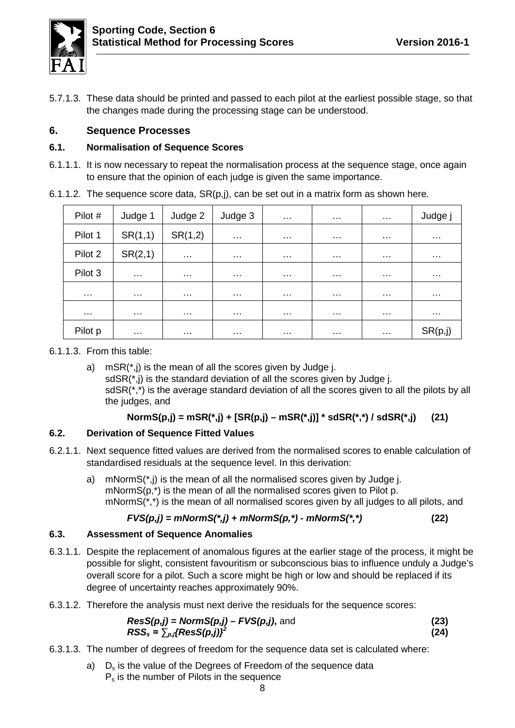5.7.1.3. These data should be printed and passed to each pilot at the earliest possible stage, so that the changes made during the processing stage can be understood.

## 6. Sequence Processes

### 6.1. Normalisation of Sequence Scores

6.1.1.1. It is now necessary to repeat the normalisation process at the sequence stage, once again to ensure that the opinion of each judge is given the same importance.

6.1.1.2. The sequence score data, SR(p,j), can be set out in a matrix form as shown here.

| Pilot # | Judge 1 | Judge 2 | Judge 3 | … | … | … | Judge j |
|---|---|---|---|---|---|---|---|
| Pilot 1 | SR(1,1) | SR(1,2) | … | … | … | … | … |
| Pilot 2 | SR(2,1) | … | … | … | … | … | … |
| Pilot 3 | … | … | … | … | … | … | … |
| … | … | … | … | … | … | … | … |
| … | … | … | … | … | … | … | … |
| Pilot p | … | … | … | … | … | … | SR(p,j) |

6.1.1.3. From this table:

a) mSR(*,j) is the mean of all the scores given by Judge j.
sdSR(*,j) is the standard deviation of all the scores given by Judge j.
sdSR(*,*) is the average standard deviation of all the scores given to all the pilots by all the judges, and

$$\mathbf{NormS(p,j) = mSR(*,j) + [SR(p,j) - mSR(*,j)] * sdSR(*,*) / sdSR(*,j)} \qquad \mathbf{(21)}$$

### 6.2. Derivation of Sequence Fitted Values

6.2.1.1. Next sequence fitted values are derived from the normalised scores to enable calculation of standardised residuals at the sequence level. In this derivation:

a) mNormS(*,j) is the mean of all the normalised scores given by Judge j.
mNormS(p,*) is the mean of all the normalised scores given to Pilot p.
mNormS(*,*) is the mean of all normalised scores given by all judges to all pilots, and

$$FVS(p,j) = mNormS(*,j) + mNormS(p,*) - mNormS(*,*) \qquad \mathbf{(22)}$$

### 6.3. Assessment of Sequence Anomalies

6.3.1.1. Despite the replacement of anomalous figures at the earlier stage of the process, it might be possible for slight, consistent favouritism or subconscious bias to influence unduly a Judge's overall score for a pilot. Such a score might be high or low and should be replaced if its degree of uncertainty reaches approximately 90%.

6.3.1.2. Therefore the analysis must next derive the residuals for the sequence scores:

$$ResS(p,j) = NormS(p,j) - FVS(p,j), \text{ and} \qquad \mathbf{(23)}$$

$$RSS_s = \sum_{p,j}\{ResS(p,j)\}^2 \qquad \mathbf{(24)}$$

6.3.1.3. The number of degrees of freedom for the sequence data set is calculated where:

a) $D_s$ is the value of the Degrees of Freedom of the sequence data
$P_s$ is the number of Pilots in the sequence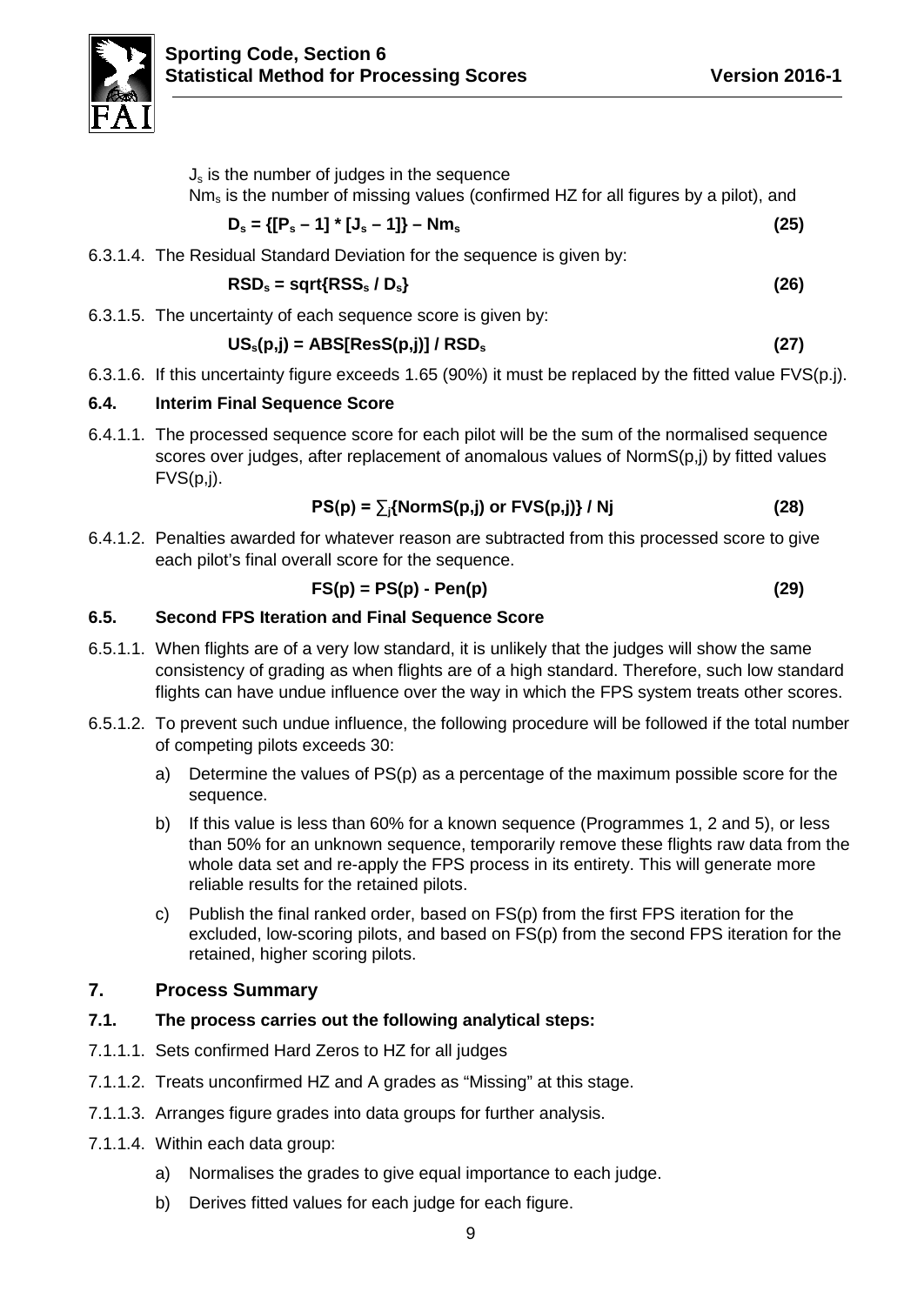$J_s$ is the number of judges in the sequence
$Nm_s$ is the number of missing values (confirmed HZ for all figures by a pilot), and

$$D_s = \{[P_s - 1] * [J_s - 1]\} - Nm_s \qquad (25)$$

6.3.1.4. The Residual Standard Deviation for the sequence is given by:

$$RSD_s = \text{sqrt}\{RSS_s / D_s\} \qquad (26)$$

6.3.1.5. The uncertainty of each sequence score is given by:

$$US_s(p,j) = \text{ABS}[ResS(p,j)] / RSD_s \qquad (27)$$

6.3.1.6. If this uncertainty figure exceeds 1.65 (90%) it must be replaced by the fitted value FVS(p.j).

### 6.4. Interim Final Sequence Score

6.4.1.1. The processed sequence score for each pilot will be the sum of the normalised sequence scores over judges, after replacement of anomalous values of NormS(p,j) by fitted values FVS(p,j).

$$PS(p) = \sum_j\{NormS(p,j) \text{ or } FVS(p,j)\} / Nj \qquad (28)$$

6.4.1.2. Penalties awarded for whatever reason are subtracted from this processed score to give each pilot's final overall score for the sequence.

$$FS(p) = PS(p) - Pen(p) \qquad (29)$$

### 6.5. Second FPS Iteration and Final Sequence Score

6.5.1.1. When flights are of a very low standard, it is unlikely that the judges will show the same consistency of grading as when flights are of a high standard. Therefore, such low standard flights can have undue influence over the way in which the FPS system treats other scores.

6.5.1.2. To prevent such undue influence, the following procedure will be followed if the total number of competing pilots exceeds 30:

a) Determine the values of PS(p) as a percentage of the maximum possible score for the sequence.

b) If this value is less than 60% for a known sequence (Programmes 1, 2 and 5), or less than 50% for an unknown sequence, temporarily remove these flights raw data from the whole data set and re-apply the FPS process in its entirety. This will generate more reliable results for the retained pilots.

c) Publish the final ranked order, based on FS(p) from the first FPS iteration for the excluded, low-scoring pilots, and based on FS(p) from the second FPS iteration for the retained, higher scoring pilots.

## 7. Process Summary

### 7.1. The process carries out the following analytical steps:

7.1.1.1. Sets confirmed Hard Zeros to HZ for all judges

7.1.1.2. Treats unconfirmed HZ and A grades as "Missing" at this stage.

7.1.1.3. Arranges figure grades into data groups for further analysis.

7.1.1.4. Within each data group:

a) Normalises the grades to give equal importance to each judge.

b) Derives fitted values for each judge for each figure.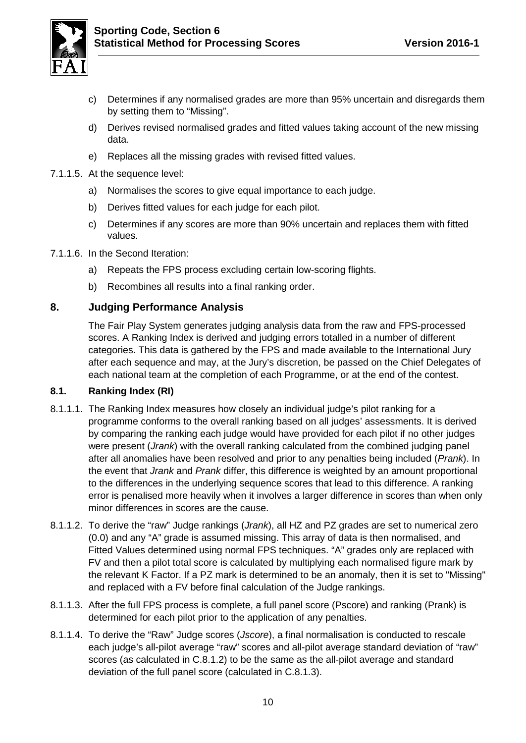c) Determines if any normalised grades are more than 95% uncertain and disregards them by setting them to “Missing”.

d) Derives revised normalised grades and fitted values taking account of the new missing data.

e) Replaces all the missing grades with revised fitted values.

7.1.1.5. At the sequence level:

a) Normalises the scores to give equal importance to each judge.

b) Derives fitted values for each judge for each pilot.

c) Determines if any scores are more than 90% uncertain and replaces them with fitted values.

7.1.1.6. In the Second Iteration:

a) Repeats the FPS process excluding certain low-scoring flights.

b) Recombines all results into a final ranking order.

## 8. Judging Performance Analysis

The Fair Play System generates judging analysis data from the raw and FPS-processed scores. A Ranking Index is derived and judging errors totalled in a number of different categories. This data is gathered by the FPS and made available to the International Jury after each sequence and may, at the Jury’s discretion, be passed on the Chief Delegates of each national team at the completion of each Programme, or at the end of the contest.

### 8.1. Ranking Index (RI)

8.1.1.1. The Ranking Index measures how closely an individual judge’s pilot ranking for a programme conforms to the overall ranking based on all judges’ assessments. It is derived by comparing the ranking each judge would have provided for each pilot if no other judges were present (*Jrank*) with the overall ranking calculated from the combined judging panel after all anomalies have been resolved and prior to any penalties being included (*Prank*). In the event that *Jrank* and *Prank* differ, this difference is weighted by an amount proportional to the differences in the underlying sequence scores that lead to this difference. A ranking error is penalised more heavily when it involves a larger difference in scores than when only minor differences in scores are the cause.

8.1.1.2. To derive the “raw” Judge rankings (*Jrank*), all HZ and PZ grades are set to numerical zero (0.0) and any “A” grade is assumed missing. This array of data is then normalised, and Fitted Values determined using normal FPS techniques. “A” grades only are replaced with FV and then a pilot total score is calculated by multiplying each normalised figure mark by the relevant K Factor. If a PZ mark is determined to be an anomaly, then it is set to "Missing" and replaced with a FV before final calculation of the Judge rankings.

8.1.1.3. After the full FPS process is complete, a full panel score (Pscore) and ranking (Prank) is determined for each pilot prior to the application of any penalties.

8.1.1.4. To derive the “Raw” Judge scores (*Jscore*), a final normalisation is conducted to rescale each judge’s all-pilot average “raw” scores and all-pilot average standard deviation of “raw” scores (as calculated in C.8.1.2) to be the same as the all-pilot average and standard deviation of the full panel score (calculated in C.8.1.3).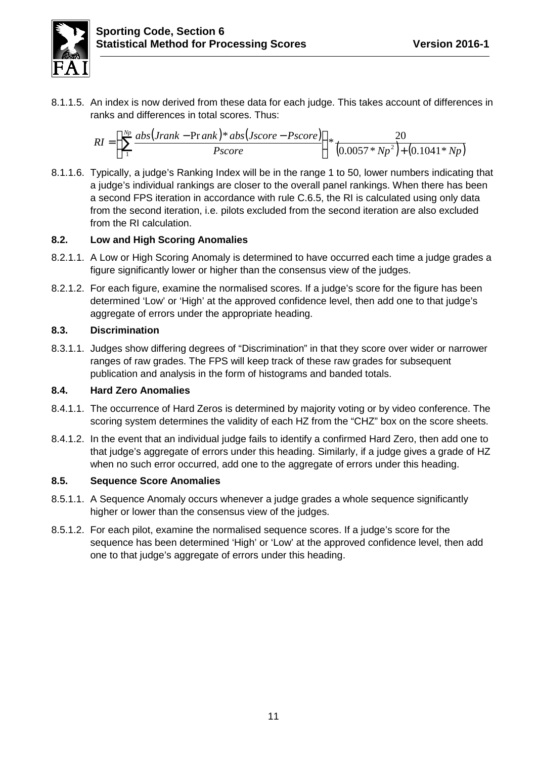8.1.1.5. An index is now derived from these data for each judge. This takes account of differences in ranks and differences in total scores. Thus:

$$RI = \left[ \sum_{1}^{Np} \frac{abs(Jrank - \Pr ank) * abs(Jscore - Pscore)}{Pscore} \right] * \frac{20}{(0.0057 * Np^2) + (0.1041 * Np)}$$

8.1.1.6. Typically, a judge's Ranking Index will be in the range 1 to 50, lower numbers indicating that a judge's individual rankings are closer to the overall panel rankings. When there has been a second FPS iteration in accordance with rule C.6.5, the RI is calculated using only data from the second iteration, i.e. pilots excluded from the second iteration are also excluded from the RI calculation.

### 8.2. Low and High Scoring Anomalies

8.2.1.1. A Low or High Scoring Anomaly is determined to have occurred each time a judge grades a figure significantly lower or higher than the consensus view of the judges.

8.2.1.2. For each figure, examine the normalised scores. If a judge's score for the figure has been determined 'Low' or 'High' at the approved confidence level, then add one to that judge's aggregate of errors under the appropriate heading.

### 8.3. Discrimination

8.3.1.1. Judges show differing degrees of "Discrimination" in that they score over wider or narrower ranges of raw grades. The FPS will keep track of these raw grades for subsequent publication and analysis in the form of histograms and banded totals.

### 8.4. Hard Zero Anomalies

8.4.1.1. The occurrence of Hard Zeros is determined by majority voting or by video conference. The scoring system determines the validity of each HZ from the "CHZ" box on the score sheets.

8.4.1.2. In the event that an individual judge fails to identify a confirmed Hard Zero, then add one to that judge's aggregate of errors under this heading. Similarly, if a judge gives a grade of HZ when no such error occurred, add one to the aggregate of errors under this heading.

### 8.5. Sequence Score Anomalies

8.5.1.1. A Sequence Anomaly occurs whenever a judge grades a whole sequence significantly higher or lower than the consensus view of the judges.

8.5.1.2. For each pilot, examine the normalised sequence scores. If a judge's score for the sequence has been determined 'High' or 'Low' at the approved confidence level, then add one to that judge's aggregate of errors under this heading.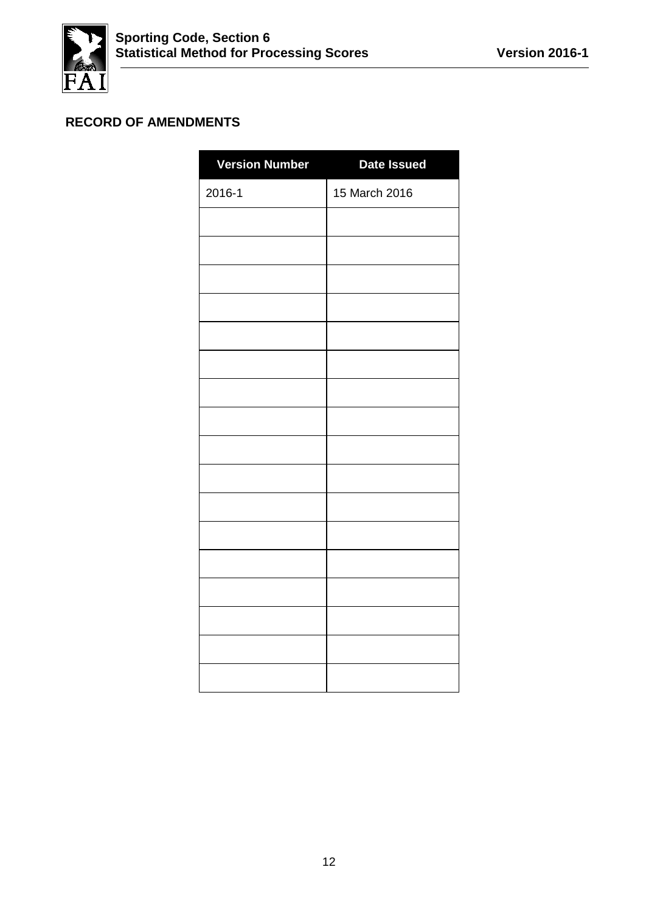## RECORD OF AMENDMENTS

| Version Number | Date Issued |
|---|---|
| 2016-1 | 15 March 2016 |
| | |
| | |
| | |
| | |
| | |
| | |
| | |
| | |
| | |
| | |
| | |
| | |
| | |
| | |
| | |
| | |
| | |